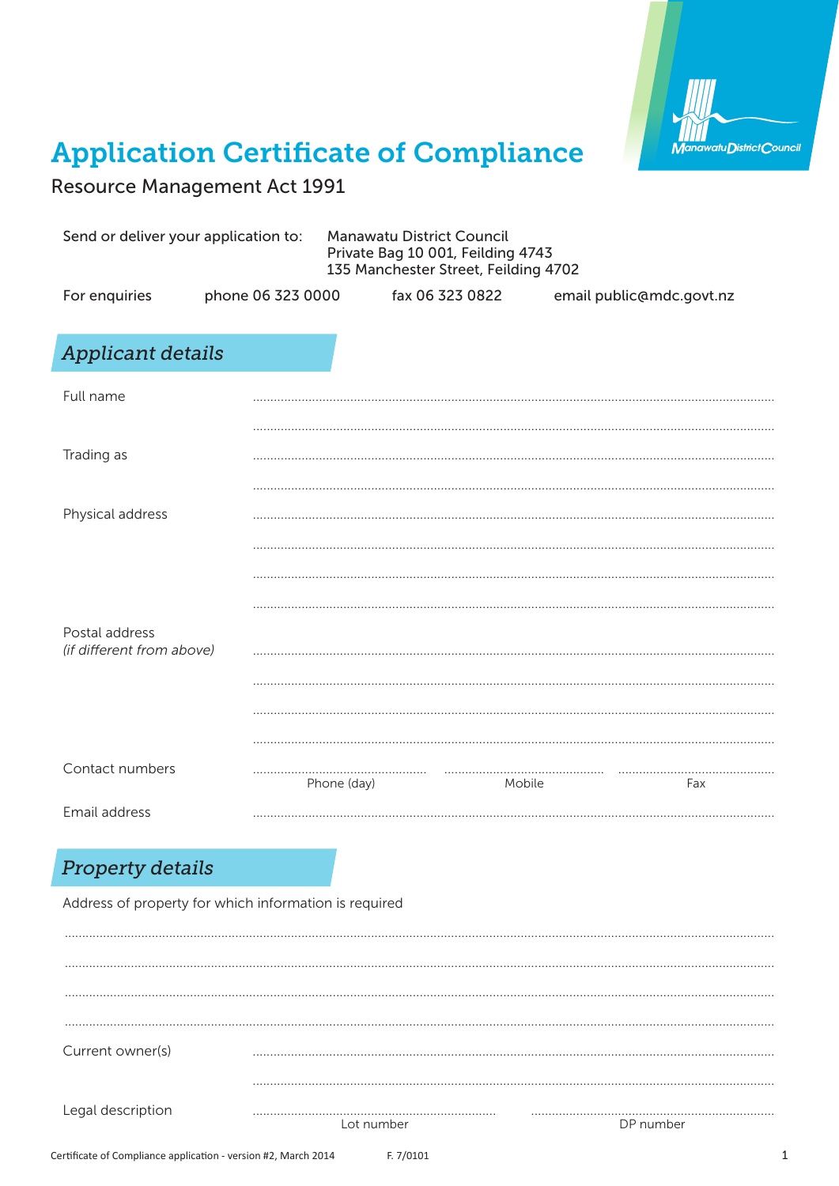# Application Certificate of Compliance

Resource Management Act 1991

Send or deliver your application to: Manawatu District Council
Private Bag 10 001, Feilding 4743
135 Manchester Street, Feilding 4702

For enquiries phone 06 323 0000 fax 06 323 0822 email public@mdc.govt.nz

## *Applicant details*

Full name ..............................................................................................................

..............................................................................................................

Trading as ..............................................................................................................

..............................................................................................................

Physical address ..............................................................................................................

..............................................................................................................

..............................................................................................................

..............................................................................................................

Postal address
*(if different from above)* ..............................................................................................................

..............................................................................................................

..............................................................................................................

..............................................................................................................

Contact numbers .............................. Phone (day) .............................. Mobile .............................. Fax

Email address ..............................................................................................................

## *Property details*

Address of property for which information is required

..............................................................................................................

..............................................................................................................

..............................................................................................................

..............................................................................................................

Current owner(s) ..............................................................................................................

..............................................................................................................

Legal description .............................. Lot number .............................. DP number

Certificate of Compliance application - version #2, March 2014 F. 7/0101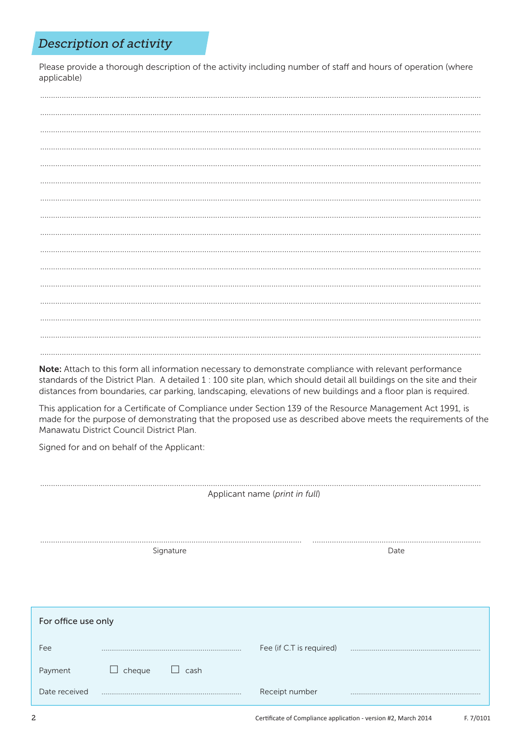## *Description of activity*

Please provide a thorough description of the activity including number of staff and hours of operation (where applicable)

..........................................................................................................................................................................................................

..........................................................................................................................................................................................................

..........................................................................................................................................................................................................

..........................................................................................................................................................................................................

..........................................................................................................................................................................................................

..........................................................................................................................................................................................................

..........................................................................................................................................................................................................

..........................................................................................................................................................................................................

..........................................................................................................................................................................................................

..........................................................................................................................................................................................................

..........................................................................................................................................................................................................

..........................................................................................................................................................................................................

..........................................................................................................................................................................................................

..........................................................................................................................................................................................................

..........................................................................................................................................................................................................

..........................................................................................................................................................................................................

**Note:** Attach to this form all information necessary to demonstrate compliance with relevant performance standards of the District Plan. A detailed 1 : 100 site plan, which should detail all buildings on the site and their distances from boundaries, car parking, landscaping, elevations of new buildings and a floor plan is required.

This application for a Certificate of Compliance under Section 139 of the Resource Management Act 1991, is made for the purpose of demonstrating that the proposed use as described above meets the requirements of the Manawatu District Council District Plan.

Signed for and on behalf of the Applicant:

..........................................................................................................................................................................................................

Applicant name (*print in full*)

.............................................................................................................. ..............................................................................

Signature Date

| For office use only | | | |
|---|---|---|---|
| Fee | ...................................................................... | Fee (if C.T is required) | ...................................................................... |
| Payment | ☐ cheque ☐ cash | | |
| Date received | ...................................................................... | Receipt number | ...................................................................... |

Certificate of Compliance application - version #2, March 2014 F. 7/0101